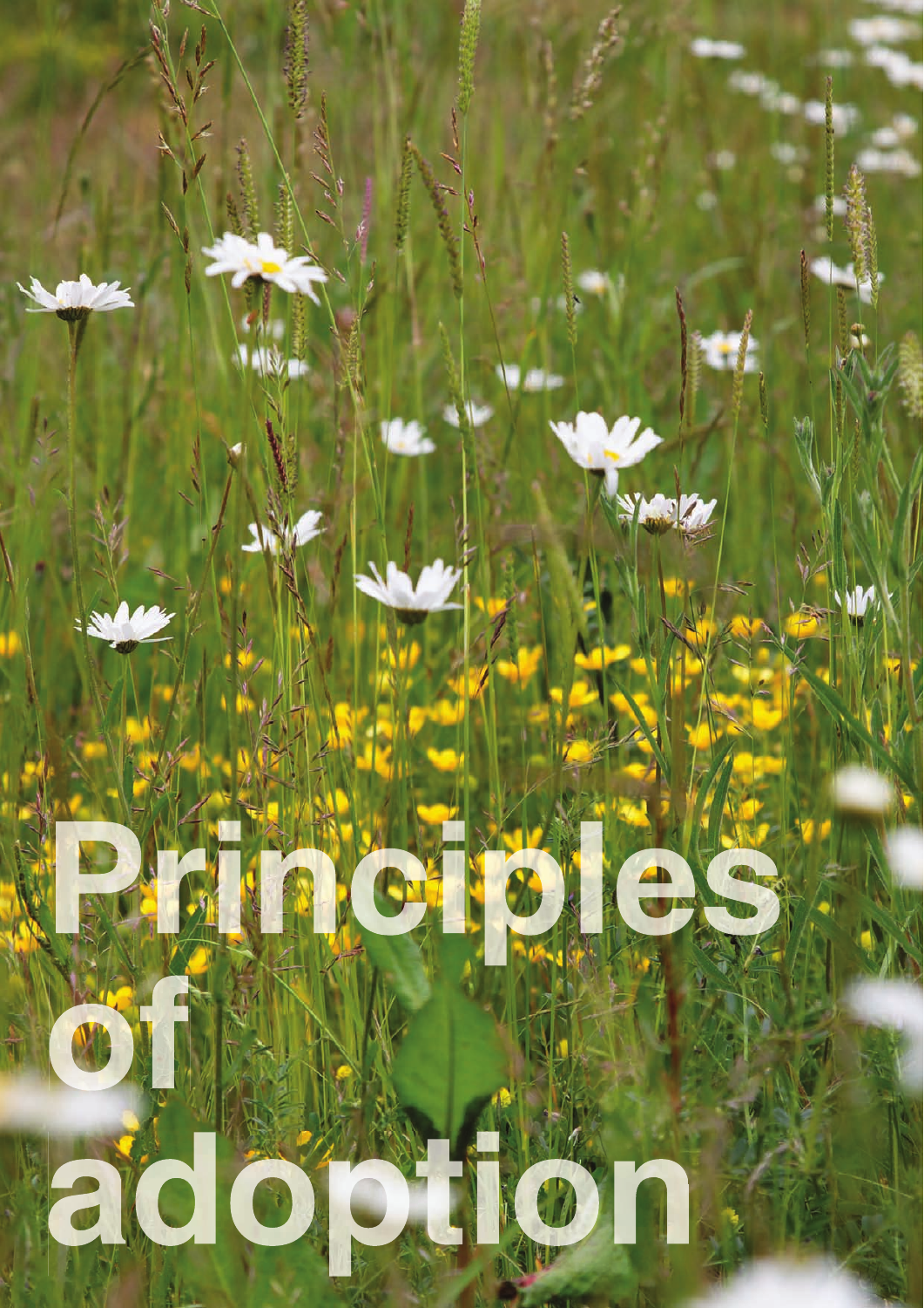# Principles of adoption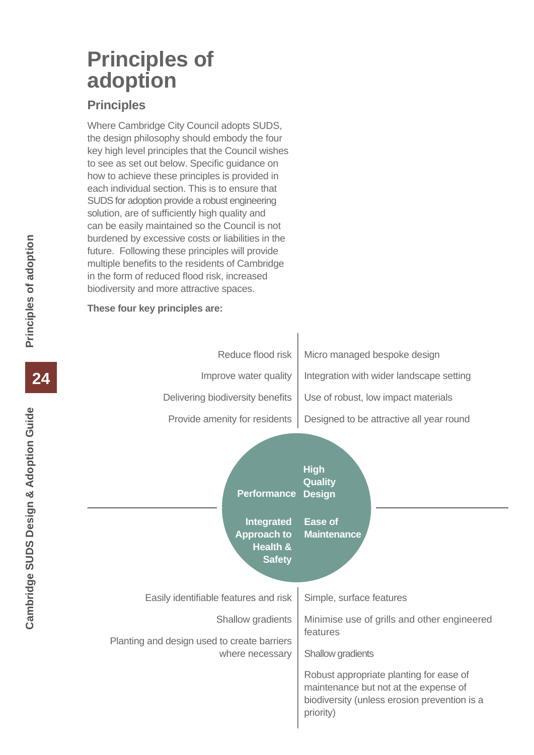# Principles of adoption

## Principles

Where Cambridge City Council adopts SUDS, the design philosophy should embody the four key high level principles that the Council wishes to see as set out below. Specific guidance on how to achieve these principles is provided in each individual section. This is to ensure that SUDS for adoption provide a robust engineering solution, are of sufficiently high quality and can be easily maintained so the Council is not burdened by excessive costs or liabilities in the future. Following these principles will provide multiple benefits to the residents of Cambridge in the form of reduced flood risk, increased biodiversity and more attractive spaces.

**These four key principles are:**

**Performance**

- Reduce flood risk
- Improve water quality
- Delivering biodiversity benefits
- Provide amenity for residents

**High Quality Design**

- Micro managed bespoke design
- Integration with wider landscape setting
- Use of robust, low impact materials
- Designed to be attractive all year round

**Integrated Approach to Health & Safety**

- Easily identifiable features and risk
- Shallow gradients
- Planting and design used to create barriers where necessary

**Ease of Maintenance**

- Simple, surface features
- Minimise use of grills and other engineered features
- Shallow gradients
- Robust appropriate planting for ease of maintenance but not at the expense of biodiversity (unless erosion prevention is a priority)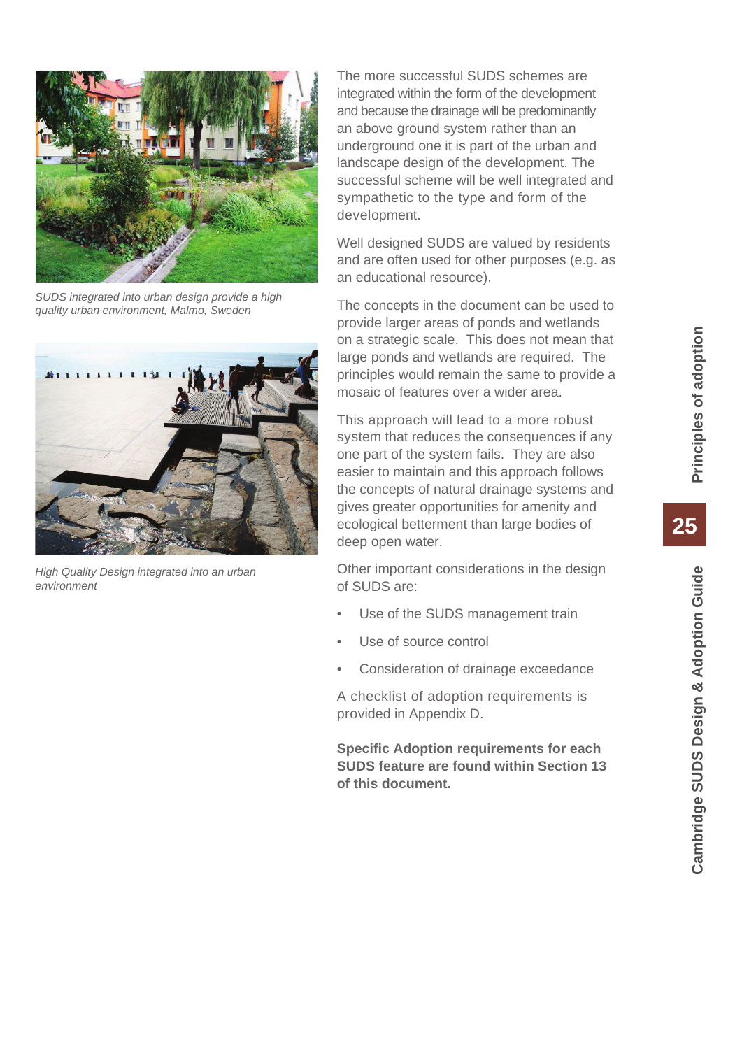SUDS integrated into urban design provide a high quality urban environment, Malmo, Sweden

High Quality Design integrated into an urban environment

The more successful SUDS schemes are integrated within the form of the development and because the drainage will be predominantly an above ground system rather than an underground one it is part of the urban and landscape design of the development. The successful scheme will be well integrated and sympathetic to the type and form of the development.

Well designed SUDS are valued by residents and are often used for other purposes (e.g. as an educational resource).

The concepts in the document can be used to provide larger areas of ponds and wetlands on a strategic scale. This does not mean that large ponds and wetlands are required. The principles would remain the same to provide a mosaic of features over a wider area.

This approach will lead to a more robust system that reduces the consequences if any one part of the system fails. They are also easier to maintain and this approach follows the concepts of natural drainage systems and gives greater opportunities for amenity and ecological betterment than large bodies of deep open water.

Other important considerations in the design of SUDS are:

- Use of the SUDS management train
- Use of source control
- Consideration of drainage exceedance

A checklist of adoption requirements is provided in Appendix D.

**Specific Adoption requirements for each SUDS feature are found within Section 13 of this document.**